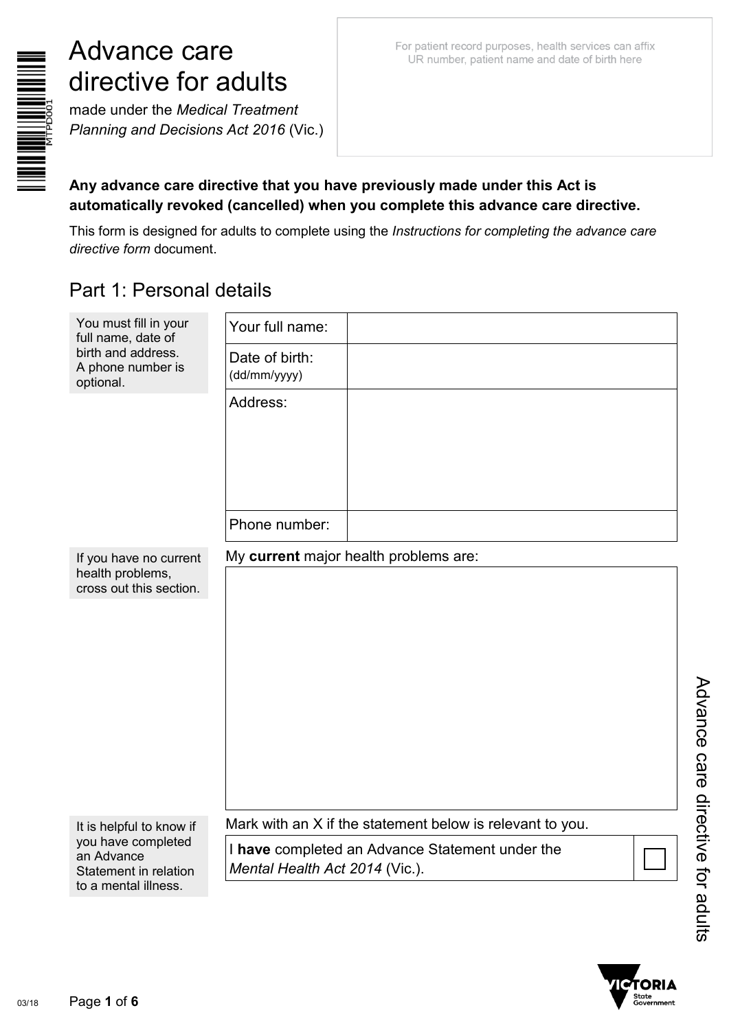# Advance care directive for adults

made under the *Medical Treatment Planning and Decisions Act 2016* (Vic.)

For patient record purposes, health services can affix UR number, patient name and date of birth here

**Any advance care directive that you have previously made under this Act is automatically revoked (cancelled) when you complete this advance care directive.**

This form is designed for adults to complete using the *Instructions for completing the advance care directive form* document.

## Part 1: Personal details

You must fill in your full name, date of birth and address. A phone number is optional.

| | |
|---|---|
| Your full name: | |
| Date of birth: (dd/mm/yyyy) | |
| Address: | |
| Phone number: | |

If you have no current health problems, cross out this section.

My **current** major health problems are:

| |
|---|
| |

It is helpful to know if you have completed an Advance Statement in relation to a mental illness.

Mark with an X if the statement below is relevant to you.

| | |
|---|---|
| I **have** completed an Advance Statement under the *Mental Health Act 2014* (Vic.). | ☐ |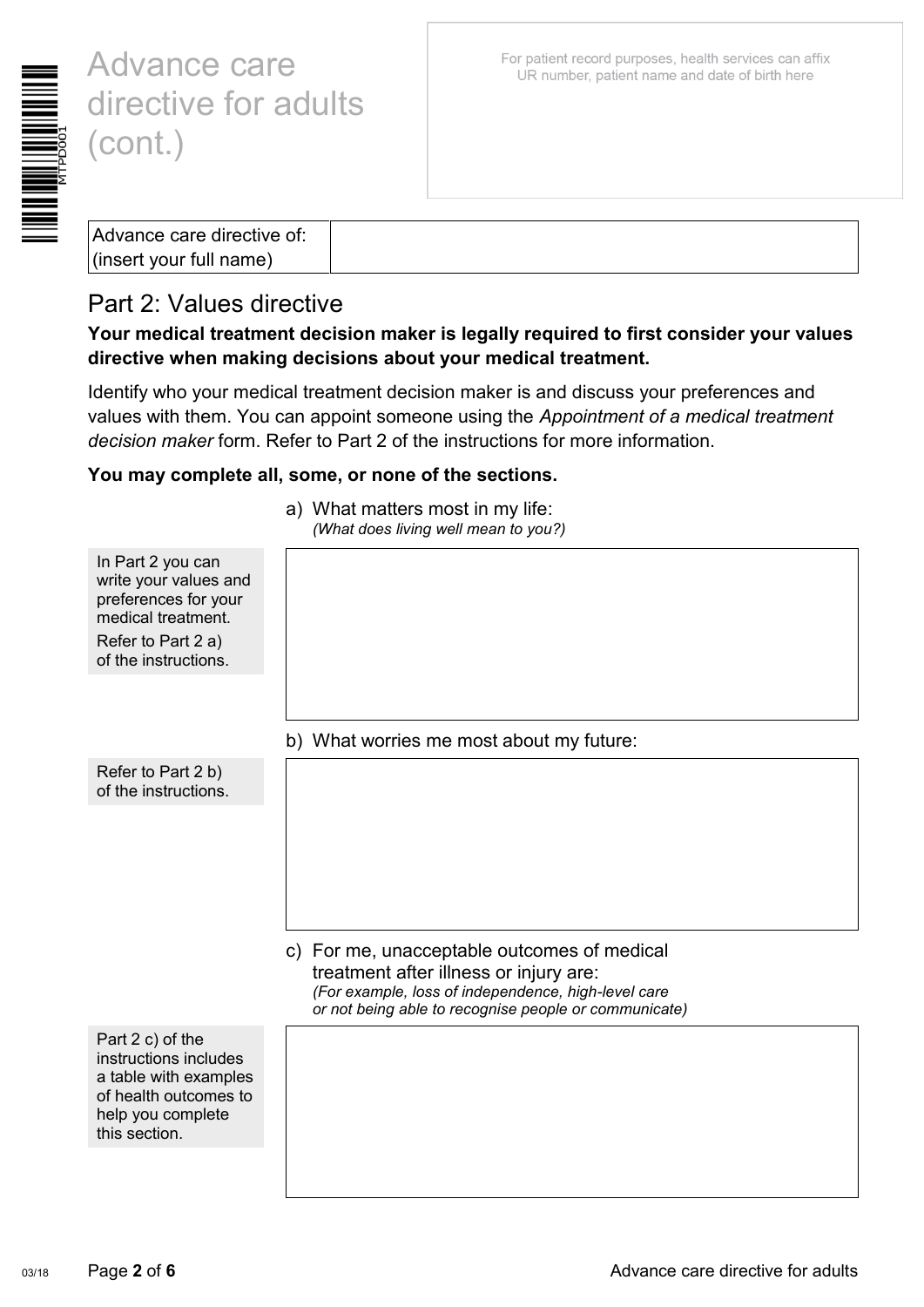# Advance care directive for adults (cont.)

For patient record purposes, health services can affix UR number, patient name and date of birth here

| Advance care directive of: (insert your full name) | |
|---|---|

## Part 2: Values directive

**Your medical treatment decision maker is legally required to first consider your values directive when making decisions about your medical treatment.**

Identify who your medical treatment decision maker is and discuss your preferences and values with them. You can appoint someone using the *Appointment of a medical treatment decision maker* form. Refer to Part 2 of the instructions for more information.

**You may complete all, some, or none of the sections.**

In Part 2 you can write your values and preferences for your medical treatment. Refer to Part 2 a) of the instructions.

a) What matters most in my life:
*(What does living well mean to you?)*

Refer to Part 2 b) of the instructions.

b) What worries me most about my future:

Part 2 c) of the instructions includes a table with examples of health outcomes to help you complete this section.

c) For me, unacceptable outcomes of medical treatment after illness or injury are:
*(For example, loss of independence, high-level care or not being able to recognise people or communicate)*

03/18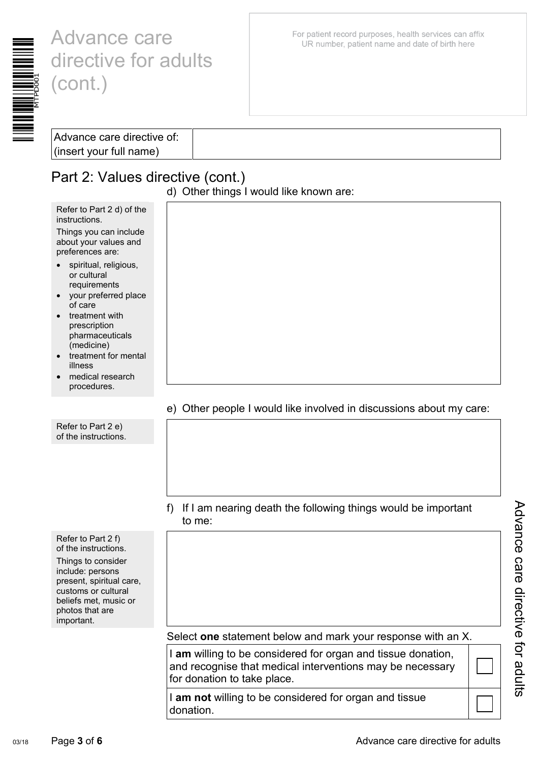# Advance care directive for adults (cont.)

For patient record purposes, health services can affix UR number, patient name and date of birth here

| Advance care directive of: (insert your full name) | |
|---|---|

## Part 2: Values directive (cont.)

d) Other things I would like known are:

Refer to Part 2 d) of the instructions.

Things you can include about your values and preferences are:

- spiritual, religious, or cultural requirements
- your preferred place of care
- treatment with prescription pharmaceuticals (medicine)
- treatment for mental illness
- medical research procedures.

e) Other people I would like involved in discussions about my care:

Refer to Part 2 e) of the instructions.

f) If I am nearing death the following things would be important to me:

Refer to Part 2 f) of the instructions.

Things to consider include: persons present, spiritual care, customs or cultural beliefs met, music or photos that are important.

Select **one** statement below and mark your response with an X.

| | |
|---|---|
| I **am** willing to be considered for organ and tissue donation, and recognise that medical interventions may be necessary for donation to take place. | ☐ |
| I **am not** willing to be considered for organ and tissue donation. | ☐ |

03/18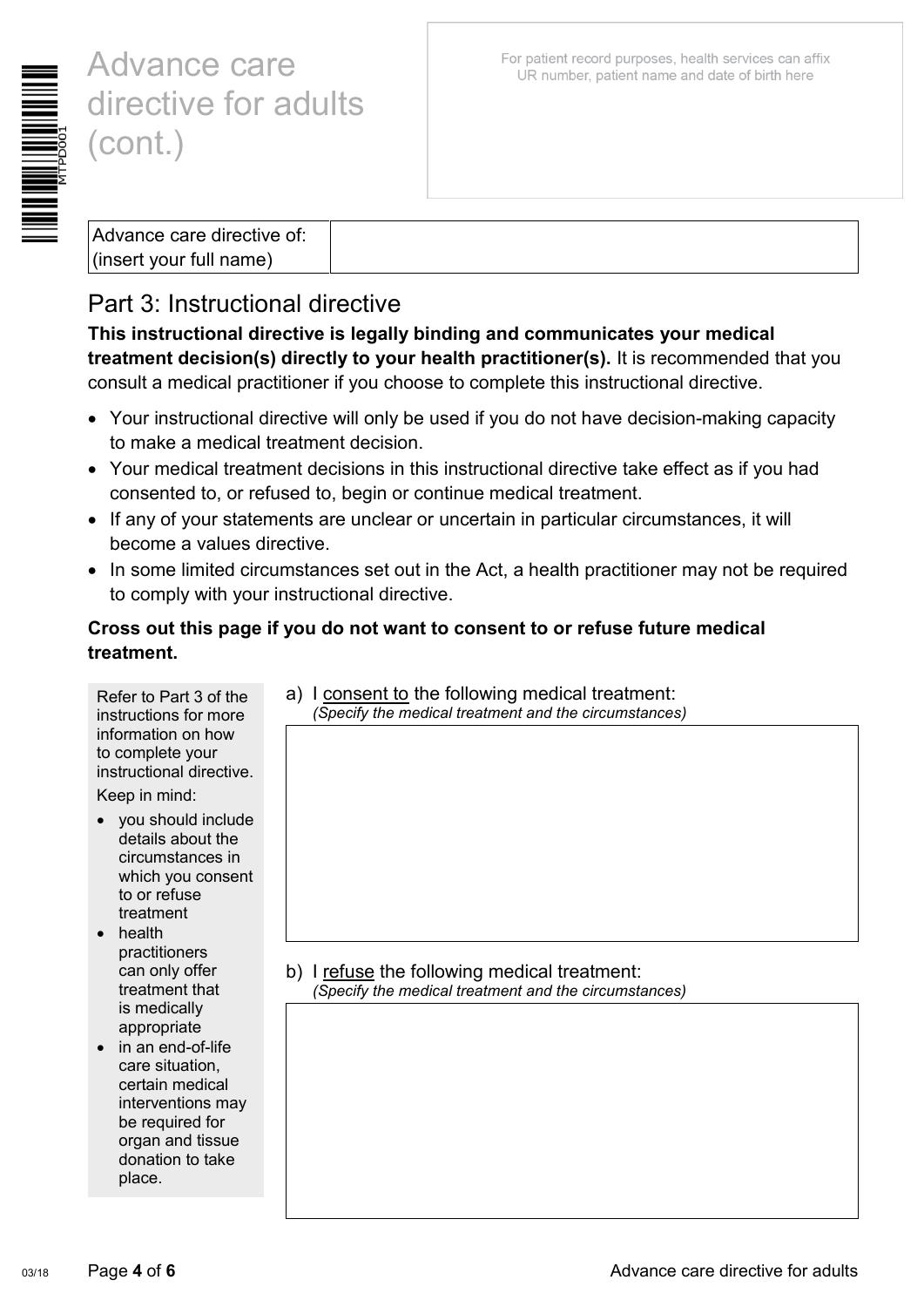# Advance care directive for adults (cont.)

For patient record purposes, health services can affix UR number, patient name and date of birth here

MTPD001

| Advance care directive of: (insert your full name) | |
|---|---|

## Part 3: Instructional directive

**This instructional directive is legally binding and communicates your medical treatment decision(s) directly to your health practitioner(s).** It is recommended that you consult a medical practitioner if you choose to complete this instructional directive.

- Your instructional directive will only be used if you do not have decision-making capacity to make a medical treatment decision.
- Your medical treatment decisions in this instructional directive take effect as if you had consented to, or refused to, begin or continue medical treatment.
- If any of your statements are unclear or uncertain in particular circumstances, it will become a values directive.
- In some limited circumstances set out in the Act, a health practitioner may not be required to comply with your instructional directive.

**Cross out this page if you do not want to consent to or refuse future medical treatment.**

Refer to Part 3 of the instructions for more information on how to complete your instructional directive.

Keep in mind:

- you should include details about the circumstances in which you consent to or refuse treatment
- health practitioners can only offer treatment that is medically appropriate
- in an end-of-life care situation, certain medical interventions may be required for organ and tissue donation to take place.

a) I consent to the following medical treatment:
*(Specify the medical treatment and the circumstances)*

b) I refuse the following medical treatment:
*(Specify the medical treatment and the circumstances)*

03/18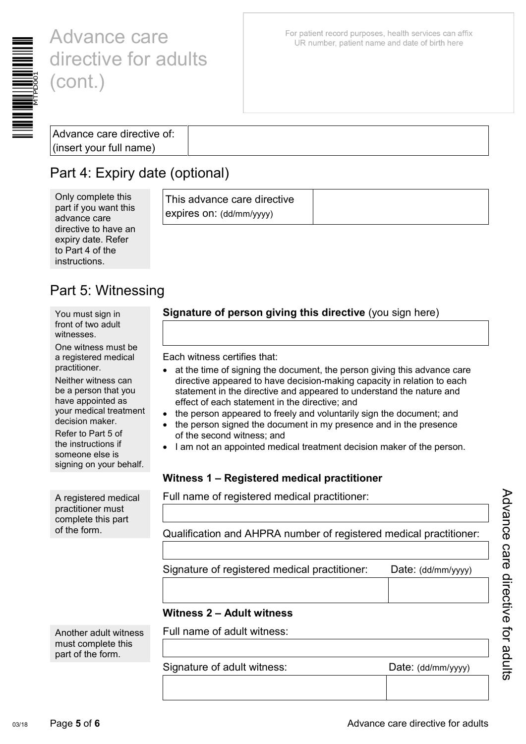# Advance care directive for adults (cont.)

MTPD001

For patient record purposes, health services can affix UR number, patient name and date of birth here

| Advance care directive of: (insert your full name) | |
|---|---|

## Part 4: Expiry date (optional)

Only complete this part if you want this advance care directive to have an expiry date. Refer to Part 4 of the instructions.

| This advance care directive expires on: (dd/mm/yyyy) | |
|---|---|

## Part 5: Witnessing

You must sign in front of two adult witnesses.

One witness must be a registered medical practitioner.

Neither witness can be a person that you have appointed as your medical treatment decision maker.

Refer to Part 5 of the instructions if someone else is signing on your behalf.

**Signature of person giving this directive** (you sign here)

Each witness certifies that:

- at the time of signing the document, the person giving this advance care directive appeared to have decision-making capacity in relation to each statement in the directive and appeared to understand the nature and effect of each statement in the directive; and
- the person appeared to freely and voluntarily sign the document; and
- the person signed the document in my presence and in the presence of the second witness; and
- I am not an appointed medical treatment decision maker of the person.

### Witness 1 – Registered medical practitioner

A registered medical practitioner must complete this part of the form.

Full name of registered medical practitioner:

Qualification and AHPRA number of registered medical practitioner:

| Signature of registered medical practitioner: | Date: (dd/mm/yyyy) |
|---|---|
| | |

### Witness 2 – Adult witness

Another adult witness must complete this part of the form.

Full name of adult witness:

| Signature of adult witness: | Date: (dd/mm/yyyy) |
|---|---|
| | |

03/18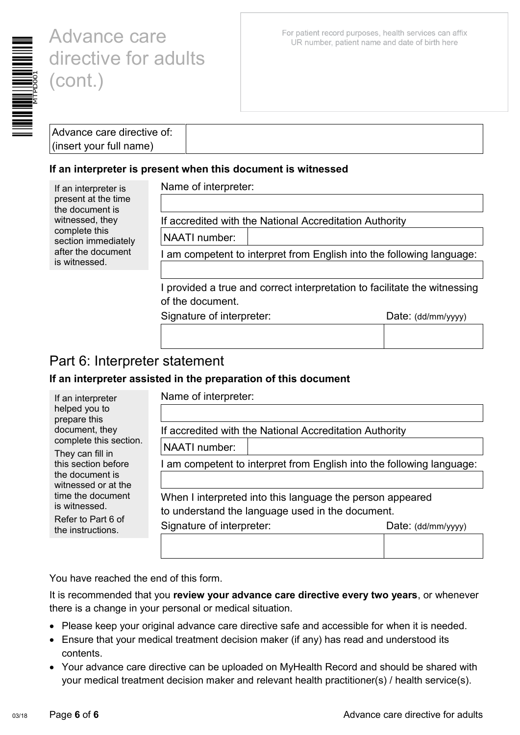# Advance care directive for adults (cont.)

For patient record purposes, health services can affix UR number, patient name and date of birth here

| | |
|---|---|
| Advance care directive of: (insert your full name) | |

**If an interpreter is present when this document is witnessed**

If an interpreter is present at the time the document is witnessed, they complete this section immediately after the document is witnessed.

Name of interpreter:

If accredited with the National Accreditation Authority

NAATI number:

I am competent to interpret from English into the following language:

I provided a true and correct interpretation to facilitate the witnessing of the document.

| Signature of interpreter: | Date: (dd/mm/yyyy) |
|---|---|
| | |

## Part 6: Interpreter statement

**If an interpreter assisted in the preparation of this document**

If an interpreter helped you to prepare this document, they complete this section. They can fill in this section before the document is witnessed or at the time the document is witnessed. Refer to Part 6 of the instructions.

Name of interpreter:

If accredited with the National Accreditation Authority

NAATI number:

I am competent to interpret from English into the following language:

When I interpreted into this language the person appeared to understand the language used in the document.

| Signature of interpreter: | Date: (dd/mm/yyyy) |
|---|---|
| | |

You have reached the end of this form.

It is recommended that you **review your advance care directive every two years**, or whenever there is a change in your personal or medical situation.

- Please keep your original advance care directive safe and accessible for when it is needed.
- Ensure that your medical treatment decision maker (if any) has read and understood its contents.
- Your advance care directive can be uploaded on MyHealth Record and should be shared with your medical treatment decision maker and relevant health practitioner(s) / health service(s).